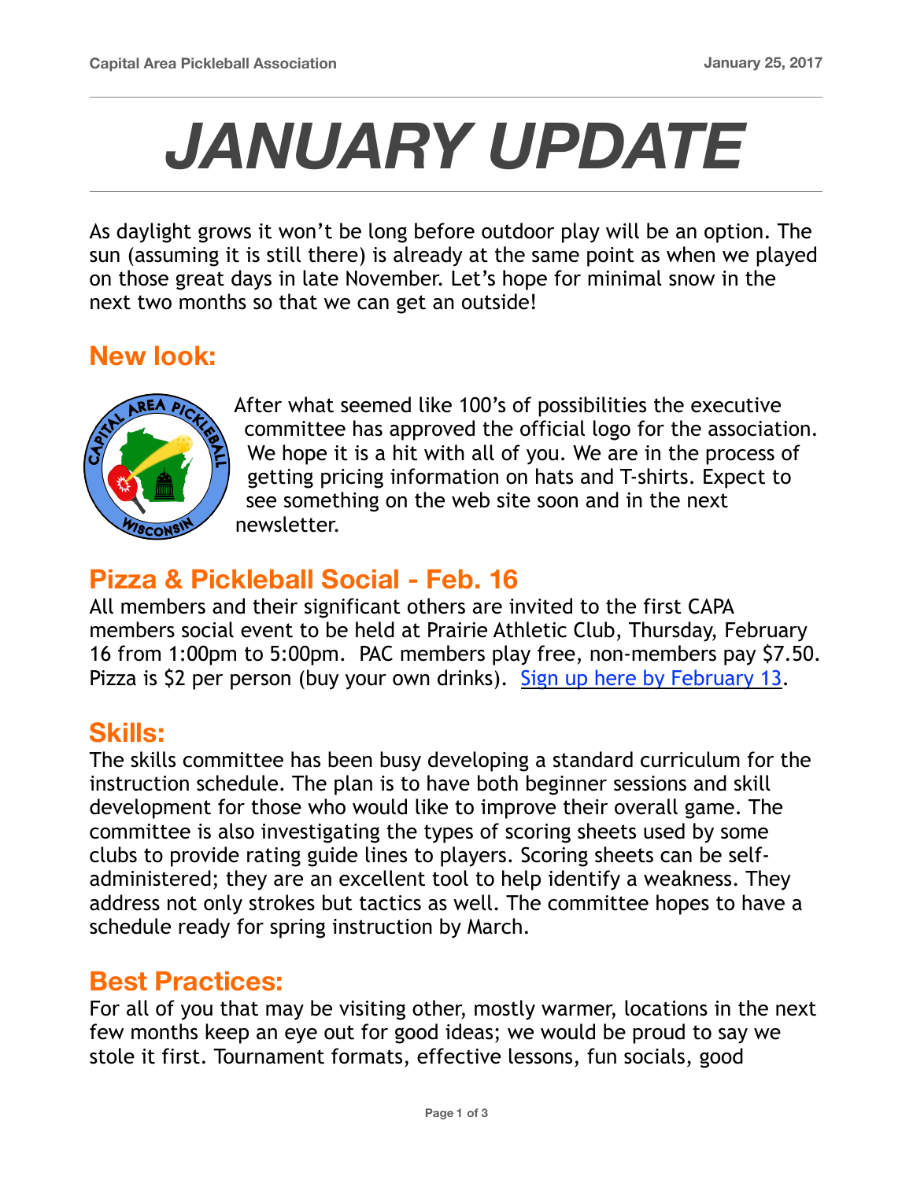# JANUARY UPDATE

As daylight grows it won't be long before outdoor play will be an option. The sun (assuming it is still there) is already at the same point as when we played on those great days in late November. Let's hope for minimal snow in the next two months so that we can get an outside!

## New look:

After what seemed like 100's of possibilities the executive committee has approved the official logo for the association. We hope it is a hit with all of you. We are in the process of getting pricing information on hats and T-shirts. Expect to see something on the web site soon and in the next newsletter.

## Pizza & Pickleball Social - Feb. 16

All members and their significant others are invited to the first CAPA members social event to be held at Prairie Athletic Club, Thursday, February 16 from 1:00pm to 5:00pm. PAC members play free, non-members pay $7.50. Pizza is $2 per person (buy your own drinks). Sign up here by February 13.

## Skills:

The skills committee has been busy developing a standard curriculum for the instruction schedule. The plan is to have both beginner sessions and skill development for those who would like to improve their overall game. The committee is also investigating the types of scoring sheets used by some clubs to provide rating guide lines to players. Scoring sheets can be self-administered; they are an excellent tool to help identify a weakness. They address not only strokes but tactics as well. The committee hopes to have a schedule ready for spring instruction by March.

## Best Practices:

For all of you that may be visiting other, mostly warmer, locations in the next few months keep an eye out for good ideas; we would be proud to say we stole it first. Tournament formats, effective lessons, fun socials, good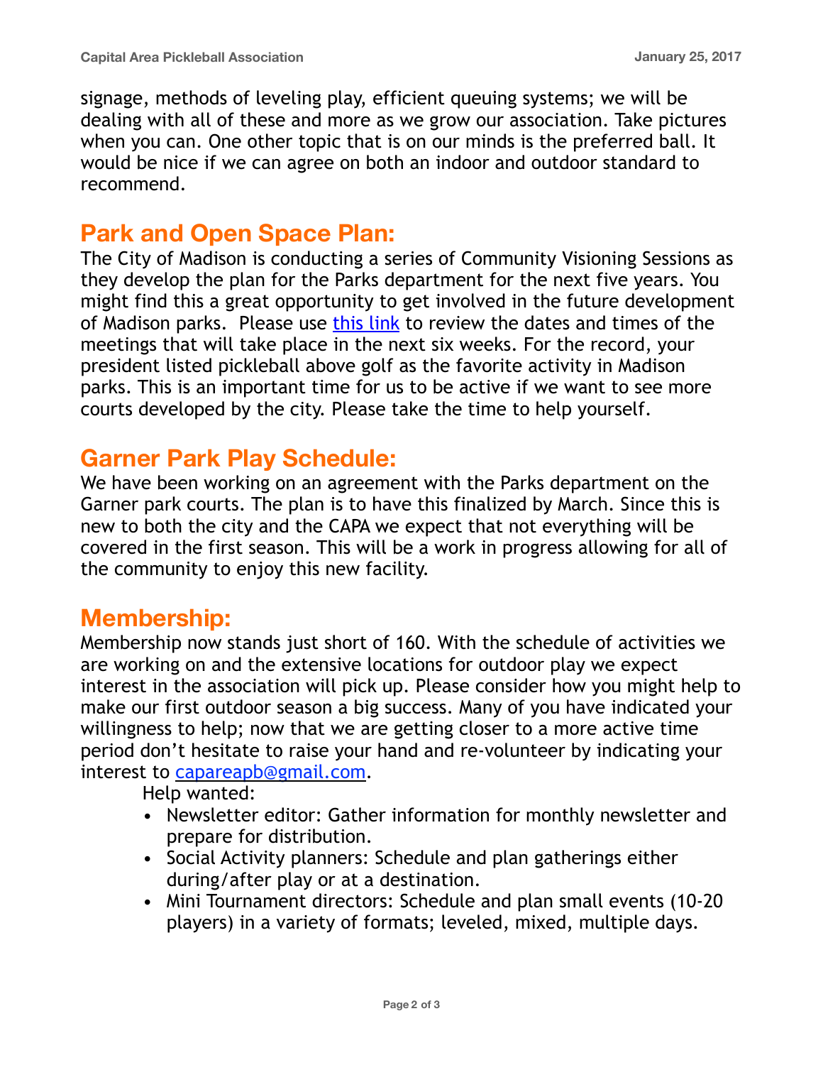signage, methods of leveling play, efficient queuing systems; we will be dealing with all of these and more as we grow our association. Take pictures when you can. One other topic that is on our minds is the preferred ball. It would be nice if we can agree on both an indoor and outdoor standard to recommend.

## Park and Open Space Plan:

The City of Madison is conducting a series of Community Visioning Sessions as they develop the plan for the Parks department for the next five years. You might find this a great opportunity to get involved in the future development of Madison parks.  Please use this link to review the dates and times of the meetings that will take place in the next six weeks. For the record, your president listed pickleball above golf as the favorite activity in Madison parks. This is an important time for us to be active if we want to see more courts developed by the city. Please take the time to help yourself.

## Garner Park Play Schedule:

We have been working on an agreement with the Parks department on the Garner park courts. The plan is to have this finalized by March. Since this is new to both the city and the CAPA we expect that not everything will be covered in the first season. This will be a work in progress allowing for all of the community to enjoy this new facility.

## Membership:

Membership now stands just short of 160. With the schedule of activities we are working on and the extensive locations for outdoor play we expect interest in the association will pick up. Please consider how you might help to make our first outdoor season a big success. Many of you have indicated your willingness to help; now that we are getting closer to a more active time period don't hesitate to raise your hand and re-volunteer by indicating your interest to capareapb@gmail.com.

Help wanted:

- Newsletter editor: Gather information for monthly newsletter and prepare for distribution.
- Social Activity planners: Schedule and plan gatherings either during/after play or at a destination.
- Mini Tournament directors: Schedule and plan small events (10-20 players) in a variety of formats; leveled, mixed, multiple days.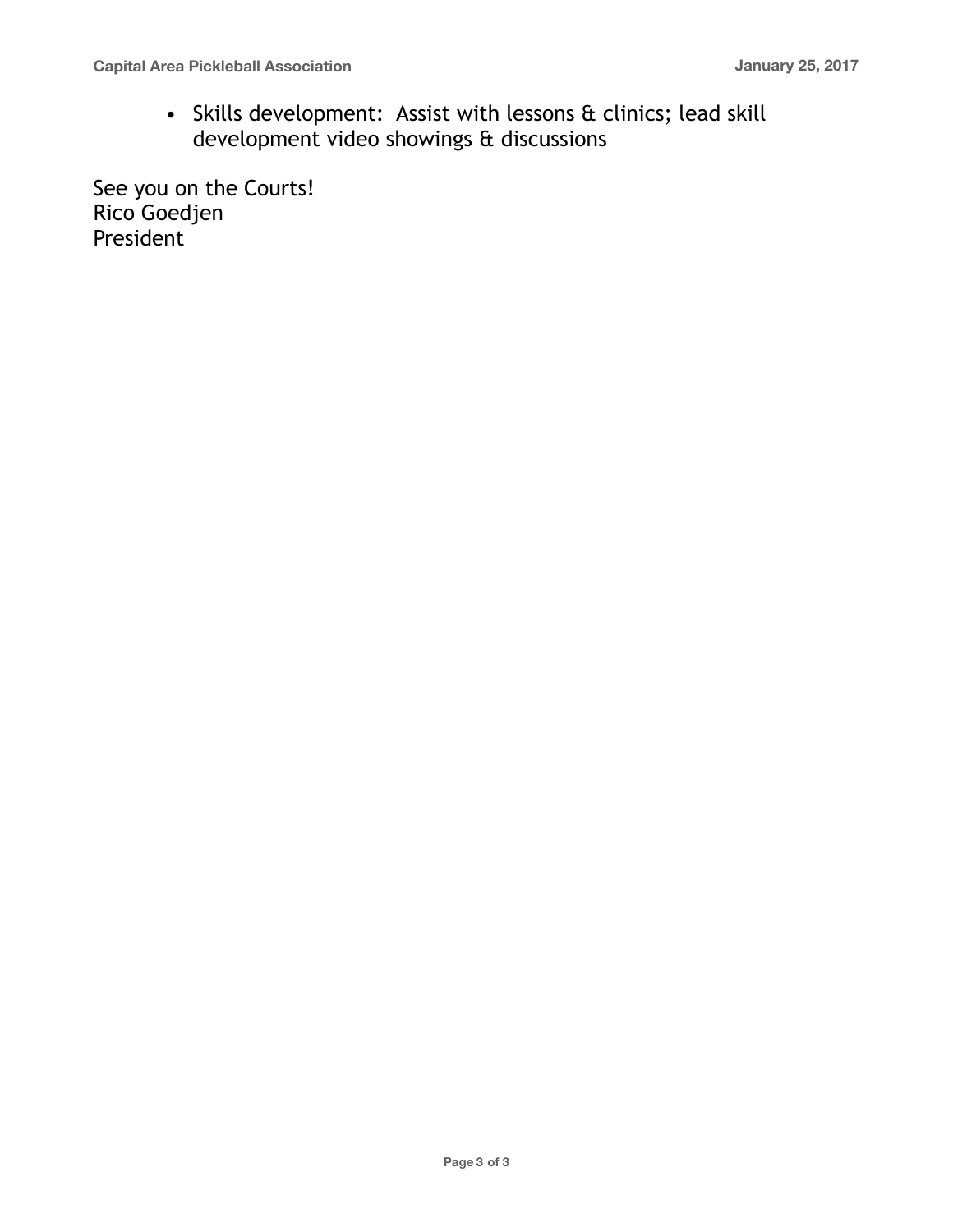- Skills development:  Assist with lessons & clinics; lead skill development video showings & discussions

See you on the Courts!
Rico Goedjen
President